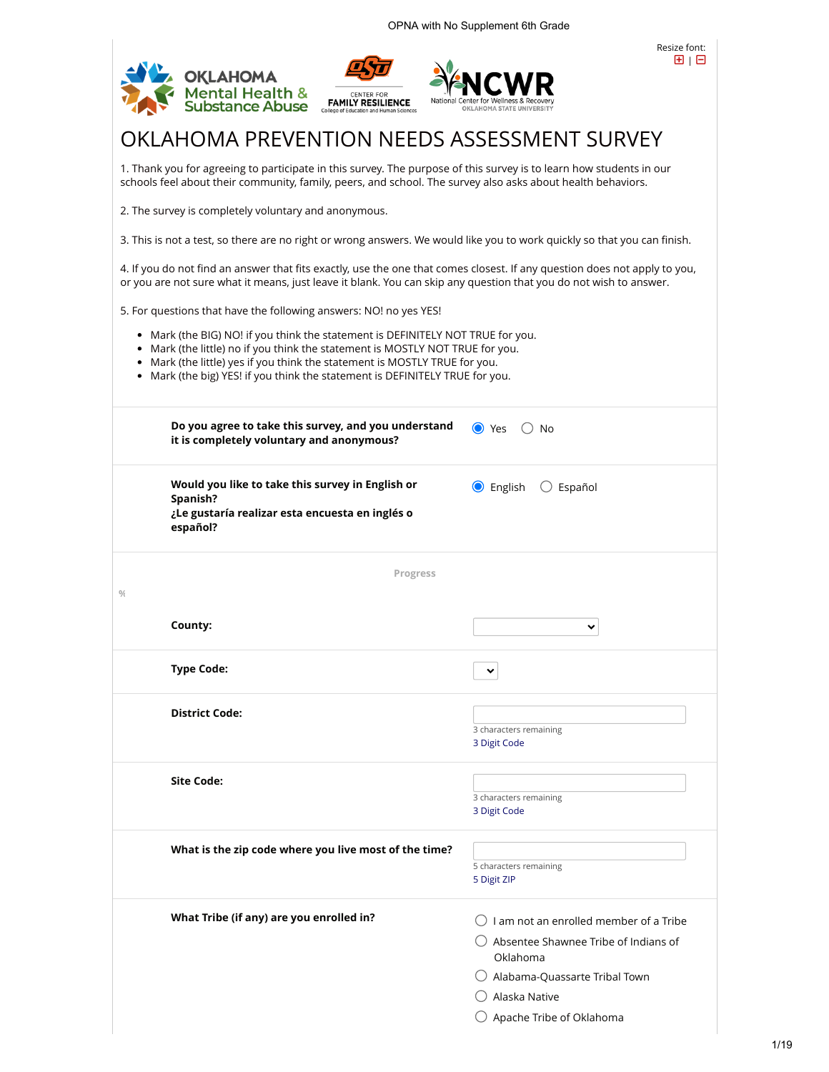OPNA with No Supplement 6th Grade

Resize font:

# OKLAHOMA PREVENTION NEEDS ASSESSMENT SURVEY

1. Thank you for agreeing to participate in this survey. The purpose of this survey is to learn how students in our schools feel about their community, family, peers, and school. The survey also asks about health behaviors.

2. The survey is completely voluntary and anonymous.

3. This is not a test, so there are no right or wrong answers. We would like you to work quickly so that you can finish.

4. If you do not find an answer that fits exactly, use the one that comes closest. If any question does not apply to you, or you are not sure what it means, just leave it blank. You can skip any question that you do not wish to answer.

5. For questions that have the following answers: NO! no yes YES!

- Mark (the BIG) NO! if you think the statement is DEFINITELY NOT TRUE for you.
- Mark (the little) no if you think the statement is MOSTLY NOT TRUE for you.
- Mark (the little) yes if you think the statement is MOSTLY TRUE for you.
- Mark (the big) YES! if you think the statement is DEFINITELY TRUE for you.

**Do you agree to take this survey, and you understand it is completely voluntary and anonymous?**

- (●) Yes
- ( ) No

**Would you like to take this survey in English or Spanish?**
**¿Le gustaría realizar esta encuesta en inglés o español?**

- (●) English
- ( ) Español

Progress

%

**County:**

**Type Code:**

**District Code:**

3 characters remaining
3 Digit Code

**Site Code:**

3 characters remaining
3 Digit Code

**What is the zip code where you live most of the time?**

5 characters remaining
5 Digit ZIP

**What Tribe (if any) are you enrolled in?**

- ( ) I am not an enrolled member of a Tribe
- ( ) Absentee Shawnee Tribe of Indians of Oklahoma
- ( ) Alabama-Quassarte Tribal Town
- ( ) Alaska Native
- ( ) Apache Tribe of Oklahoma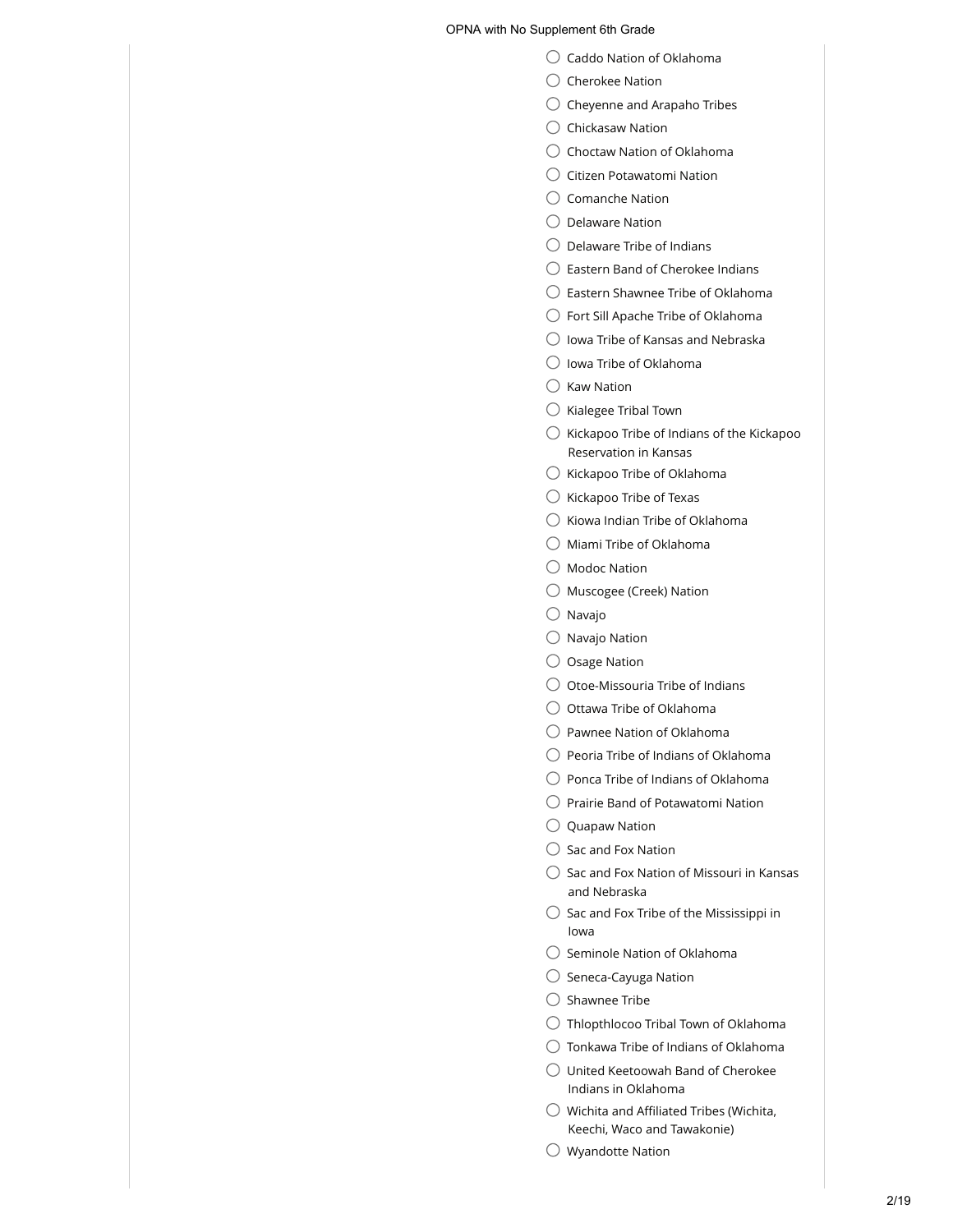- ◯ Caddo Nation of Oklahoma
- ◯ Cherokee Nation
- ◯ Cheyenne and Arapaho Tribes
- ◯ Chickasaw Nation
- ◯ Choctaw Nation of Oklahoma
- ◯ Citizen Potawatomi Nation
- ◯ Comanche Nation
- ◯ Delaware Nation
- ◯ Delaware Tribe of Indians
- ◯ Eastern Band of Cherokee Indians
- ◯ Eastern Shawnee Tribe of Oklahoma
- ◯ Fort Sill Apache Tribe of Oklahoma
- ◯ Iowa Tribe of Kansas and Nebraska
- ◯ Iowa Tribe of Oklahoma
- ◯ Kaw Nation
- ◯ Kialegee Tribal Town
- ◯ Kickapoo Tribe of Indians of the Kickapoo Reservation in Kansas
- ◯ Kickapoo Tribe of Oklahoma
- ◯ Kickapoo Tribe of Texas
- ◯ Kiowa Indian Tribe of Oklahoma
- ◯ Miami Tribe of Oklahoma
- ◯ Modoc Nation
- ◯ Muscogee (Creek) Nation
- ◯ Navajo
- ◯ Navajo Nation
- ◯ Osage Nation
- ◯ Otoe-Missouria Tribe of Indians
- ◯ Ottawa Tribe of Oklahoma
- ◯ Pawnee Nation of Oklahoma
- ◯ Peoria Tribe of Indians of Oklahoma
- ◯ Ponca Tribe of Indians of Oklahoma
- ◯ Prairie Band of Potawatomi Nation
- ◯ Quapaw Nation
- ◯ Sac and Fox Nation
- ◯ Sac and Fox Nation of Missouri in Kansas and Nebraska
- ◯ Sac and Fox Tribe of the Mississippi in Iowa
- ◯ Seminole Nation of Oklahoma
- ◯ Seneca-Cayuga Nation
- ◯ Shawnee Tribe
- ◯ Thlopthlocoo Tribal Town of Oklahoma
- ◯ Tonkawa Tribe of Indians of Oklahoma
- ◯ United Keetoowah Band of Cherokee Indians in Oklahoma
- ◯ Wichita and Affiliated Tribes (Wichita, Keechi, Waco and Tawakonie)
- ◯ Wyandotte Nation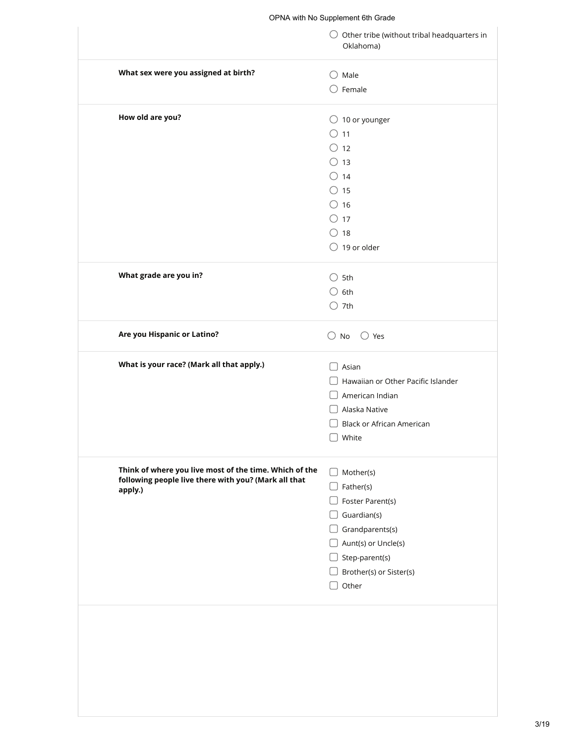- ○ Other tribe (without tribal headquarters in Oklahoma)

**What sex were you assigned at birth?**

- ○ Male
- ○ Female

**How old are you?**

- ○ 10 or younger
- ○ 11
- ○ 12
- ○ 13
- ○ 14
- ○ 15
- ○ 16
- ○ 17
- ○ 18
- ○ 19 or older

**What grade are you in?**

- ○ 5th
- ○ 6th
- ○ 7th

**Are you Hispanic or Latino?**

○ No ○ Yes

**What is your race? (Mark all that apply.)**

- ☐ Asian
- ☐ Hawaiian or Other Pacific Islander
- ☐ American Indian
- ☐ Alaska Native
- ☐ Black or African American
- ☐ White

**Think of where you live most of the time. Which of the following people live there with you? (Mark all that apply.)**

- ☐ Mother(s)
- ☐ Father(s)
- ☐ Foster Parent(s)
- ☐ Guardian(s)
- ☐ Grandparents(s)
- ☐ Aunt(s) or Uncle(s)
- ☐ Step-parent(s)
- ☐ Brother(s) or Sister(s)
- ☐ Other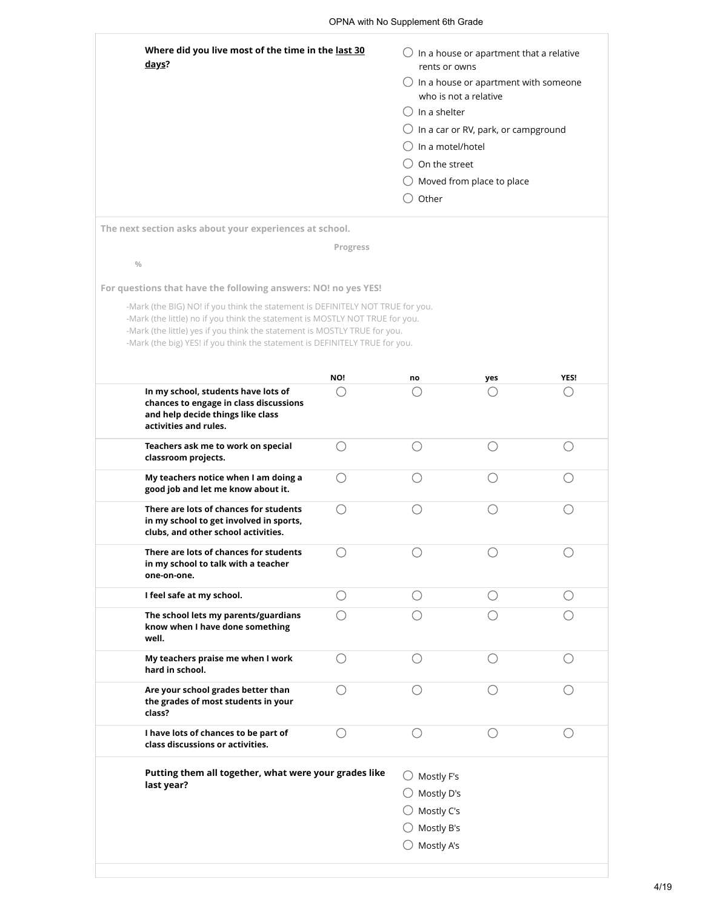**Where did you live most of the time in the last 30 days?**

- ○ In a house or apartment that a relative rents or owns
- ○ In a house or apartment with someone who is not a relative
- ○ In a shelter
- ○ In a car or RV, park, or campground
- ○ In a motel/hotel
- ○ On the street
- ○ Moved from place to place
- ○ Other

**The next section asks about your experiences at school.**

**Progress**

%

**For questions that have the following answers: NO! no yes YES!**

- -Mark (the BIG) NO! if you think the statement is DEFINITELY NOT TRUE for you.
- -Mark (the little) no if you think the statement is MOSTLY NOT TRUE for you.
- -Mark (the little) yes if you think the statement is MOSTLY TRUE for you.
- -Mark (the big) YES! if you think the statement is DEFINITELY TRUE for you.

| | NO! | no | yes | YES! |
|---|---|---|---|---|
| **In my school, students have lots of chances to engage in class discussions and help decide things like class activities and rules.** | ○ | ○ | ○ | ○ |
| **Teachers ask me to work on special classroom projects.** | ○ | ○ | ○ | ○ |
| **My teachers notice when I am doing a good job and let me know about it.** | ○ | ○ | ○ | ○ |
| **There are lots of chances for students in my school to get involved in sports, clubs, and other school activities.** | ○ | ○ | ○ | ○ |
| **There are lots of chances for students in my school to talk with a teacher one-on-one.** | ○ | ○ | ○ | ○ |
| **I feel safe at my school.** | ○ | ○ | ○ | ○ |
| **The school lets my parents/guardians know when I have done something well.** | ○ | ○ | ○ | ○ |
| **My teachers praise me when I work hard in school.** | ○ | ○ | ○ | ○ |
| **Are your school grades better than the grades of most students in your class?** | ○ | ○ | ○ | ○ |
| **I have lots of chances to be part of class discussions or activities.** | ○ | ○ | ○ | ○ |

**Putting them all together, what were your grades like last year?**

- ○ Mostly F's
- ○ Mostly D's
- ○ Mostly C's
- ○ Mostly B's
- ○ Mostly A's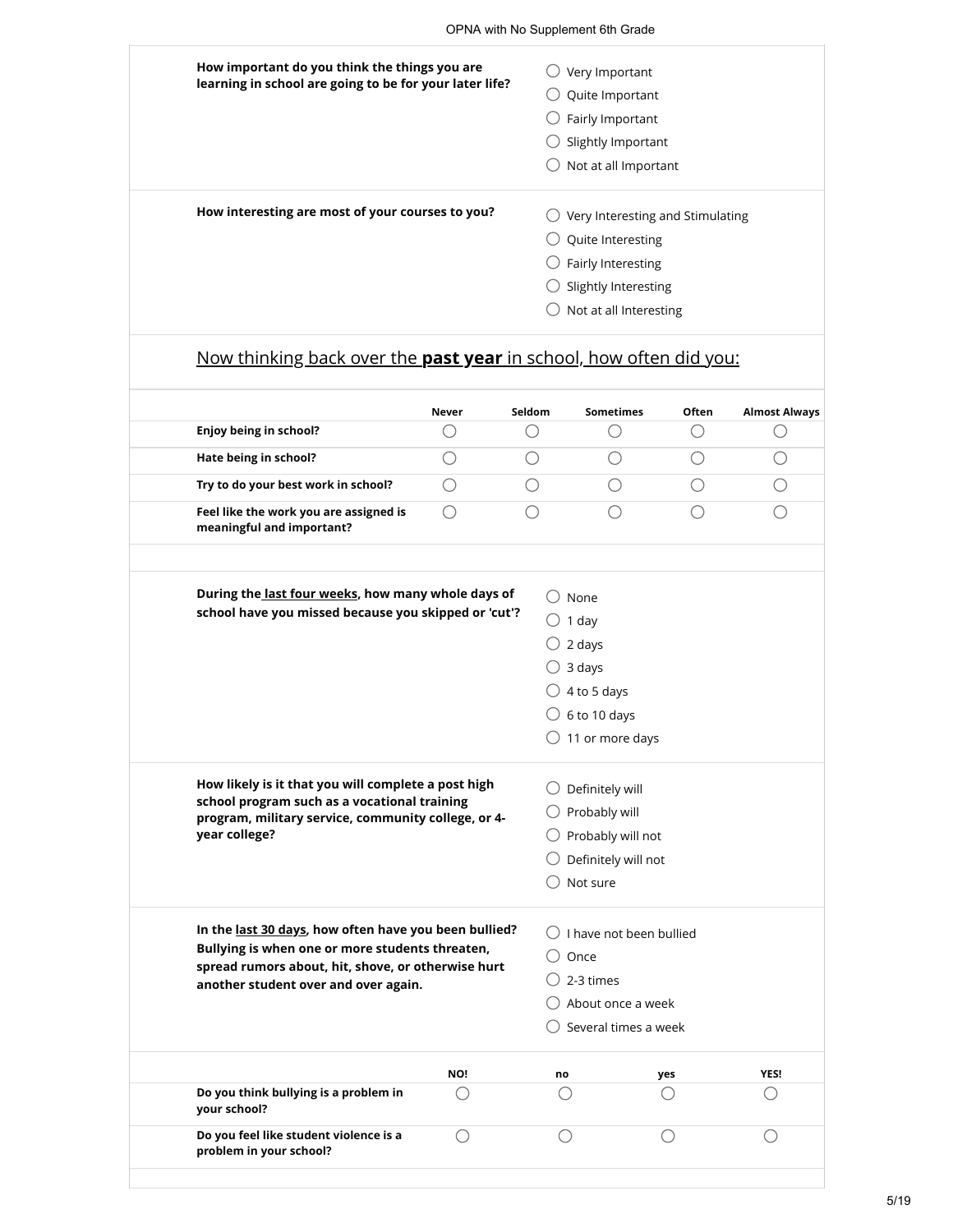**How important do you think the things you are learning in school are going to be for your later life?**

- ◯ Very Important
- ◯ Quite Important
- ◯ Fairly Important
- ◯ Slightly Important
- ◯ Not at all Important

**How interesting are most of your courses to you?**

- ◯ Very Interesting and Stimulating
- ◯ Quite Interesting
- ◯ Fairly Interesting
- ◯ Slightly Interesting
- ◯ Not at all Interesting

## Now thinking back over the **past year** in school, how often did you:

| | Never | Seldom | Sometimes | Often | Almost Always |
|---|---|---|---|---|---|
| **Enjoy being in school?** | ◯ | ◯ | ◯ | ◯ | ◯ |
| **Hate being in school?** | ◯ | ◯ | ◯ | ◯ | ◯ |
| **Try to do your best work in school?** | ◯ | ◯ | ◯ | ◯ | ◯ |
| **Feel like the work you are assigned is meaningful and important?** | ◯ | ◯ | ◯ | ◯ | ◯ |

**During the last four weeks, how many whole days of school have you missed because you skipped or 'cut'?**

- ◯ None
- ◯ 1 day
- ◯ 2 days
- ◯ 3 days
- ◯ 4 to 5 days
- ◯ 6 to 10 days
- ◯ 11 or more days

**How likely is it that you will complete a post high school program such as a vocational training program, military service, community college, or 4-year college?**

- ◯ Definitely will
- ◯ Probably will
- ◯ Probably will not
- ◯ Definitely will not
- ◯ Not sure

**In the last 30 days, how often have you been bullied? Bullying is when one or more students threaten, spread rumors about, hit, shove, or otherwise hurt another student over and over again.**

- ◯ I have not been bullied
- ◯ Once
- ◯ 2-3 times
- ◯ About once a week
- ◯ Several times a week

| | NO! | no | yes | YES! |
|---|---|---|---|---|
| **Do you think bullying is a problem in your school?** | ◯ | ◯ | ◯ | ◯ |
| **Do you feel like student violence is a problem in your school?** | ◯ | ◯ | ◯ | ◯ |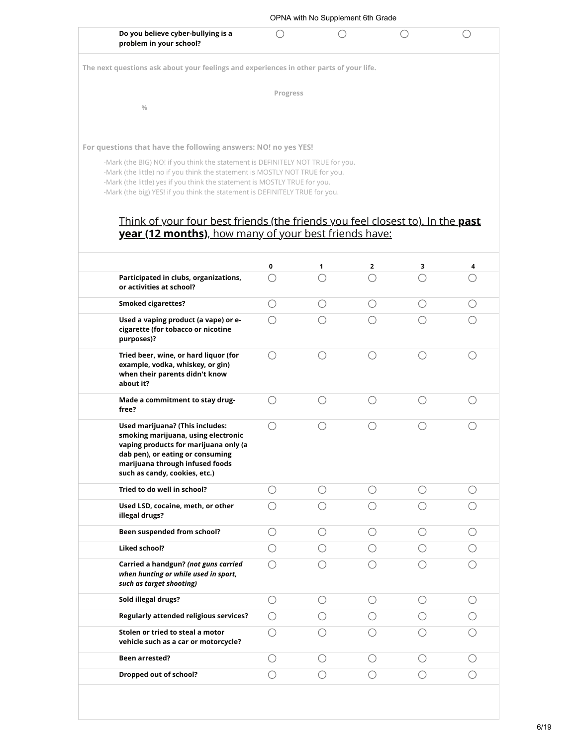| | | | | |
|---|---|---|---|---|
| **Do you believe cyber-bullying is a problem in your school?** | ◯ | ◯ | ◯ | ◯ |

**The next questions ask about your feelings and experiences in other parts of your life.**

**Progress**

%

**For questions that have the following answers: NO! no yes YES!**

- -Mark (the BIG) NO! if you think the statement is DEFINITELY NOT TRUE for you.
- -Mark (the little) no if you think the statement is MOSTLY NOT TRUE for you.
- -Mark (the little) yes if you think the statement is MOSTLY TRUE for you.
- -Mark (the big) YES! if you think the statement is DEFINITELY TRUE for you.

## Think of your four best friends (the friends you feel closest to). In the **past year (12 months)**, how many of your best friends have:

| | 0 | 1 | 2 | 3 | 4 |
|---|---|---|---|---|---|
| **Participated in clubs, organizations, or activities at school?** | ◯ | ◯ | ◯ | ◯ | ◯ |
| **Smoked cigarettes?** | ◯ | ◯ | ◯ | ◯ | ◯ |
| **Used a vaping product (a vape) or e-cigarette (for tobacco or nicotine purposes)?** | ◯ | ◯ | ◯ | ◯ | ◯ |
| **Tried beer, wine, or hard liquor (for example, vodka, whiskey, or gin) when their parents didn't know about it?** | ◯ | ◯ | ◯ | ◯ | ◯ |
| **Made a commitment to stay drug-free?** | ◯ | ◯ | ◯ | ◯ | ◯ |
| **Used marijuana? (This includes: smoking marijuana, using electronic vaping products for marijuana only (a dab pen), or eating or consuming marijuana through infused foods such as candy, cookies, etc.)** | ◯ | ◯ | ◯ | ◯ | ◯ |
| **Tried to do well in school?** | ◯ | ◯ | ◯ | ◯ | ◯ |
| **Used LSD, cocaine, meth, or other illegal drugs?** | ◯ | ◯ | ◯ | ◯ | ◯ |
| **Been suspended from school?** | ◯ | ◯ | ◯ | ◯ | ◯ |
| **Liked school?** | ◯ | ◯ | ◯ | ◯ | ◯ |
| **Carried a handgun?** ***(not guns carried when hunting or while used in sport, such as target shooting)*** | ◯ | ◯ | ◯ | ◯ | ◯ |
| **Sold illegal drugs?** | ◯ | ◯ | ◯ | ◯ | ◯ |
| **Regularly attended religious services?** | ◯ | ◯ | ◯ | ◯ | ◯ |
| **Stolen or tried to steal a motor vehicle such as a car or motorcycle?** | ◯ | ◯ | ◯ | ◯ | ◯ |
| **Been arrested?** | ◯ | ◯ | ◯ | ◯ | ◯ |
| **Dropped out of school?** | ◯ | ◯ | ◯ | ◯ | ◯ |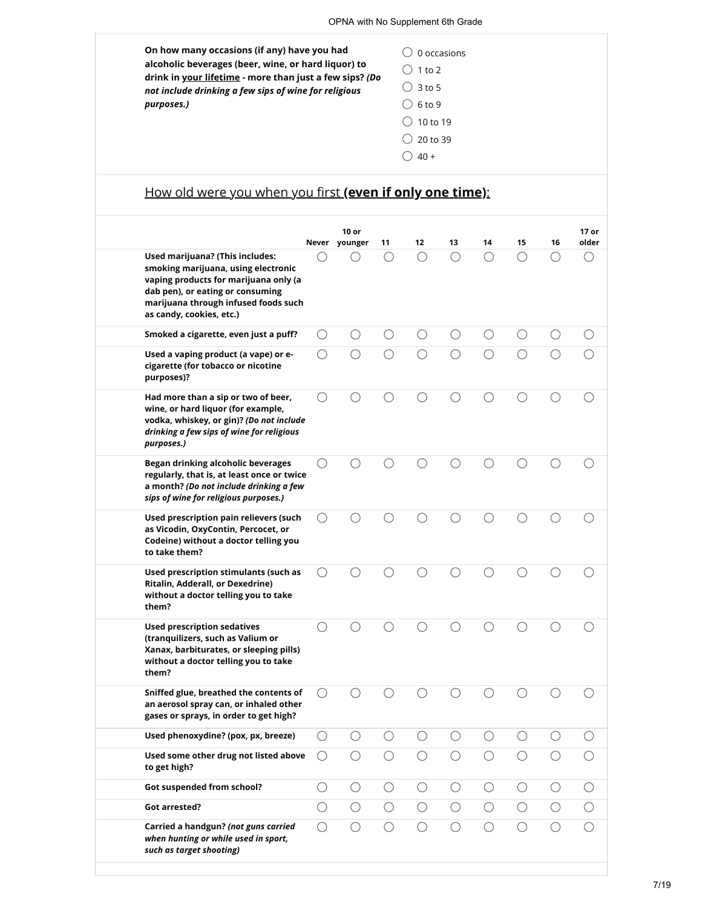**On how many occasions (if any) have you had alcoholic beverages (beer, wine, or hard liquor) to drink in your lifetime - more than just a few sips?** ***(Do not include drinking a few sips of wine for religious purposes.)***

- ○ 0 occasions
- ○ 1 to 2
- ○ 3 to 5
- ○ 6 to 9
- ○ 10 to 19
- ○ 20 to 39
- ○ 40 +

## How old were you when you first **(even if only one time)**:

| | Never | 10 or younger | 11 | 12 | 13 | 14 | 15 | 16 | 17 or older |
|---|---|---|---|---|---|---|---|---|---|
| **Used marijuana? (This includes: smoking marijuana, using electronic vaping products for marijuana only (a dab pen), or eating or consuming marijuana through infused foods such as candy, cookies, etc.)** | ○ | ○ | ○ | ○ | ○ | ○ | ○ | ○ | ○ |
| **Smoked a cigarette, even just a puff?** | ○ | ○ | ○ | ○ | ○ | ○ | ○ | ○ | ○ |
| **Used a vaping product (a vape) or e-cigarette (for tobacco or nicotine purposes)?** | ○ | ○ | ○ | ○ | ○ | ○ | ○ | ○ | ○ |
| **Had more than a sip or two of beer, wine, or hard liquor (for example, vodka, whiskey, or gin)?** ***(Do not include drinking a few sips of wine for religious purposes.)*** | ○ | ○ | ○ | ○ | ○ | ○ | ○ | ○ | ○ |
| **Began drinking alcoholic beverages regularly, that is, at least once or twice a month?** ***(Do not include drinking a few sips of wine for religious purposes.)*** | ○ | ○ | ○ | ○ | ○ | ○ | ○ | ○ | ○ |
| **Used prescription pain relievers (such as Vicodin, OxyContin, Percocet, or Codeine) without a doctor telling you to take them?** | ○ | ○ | ○ | ○ | ○ | ○ | ○ | ○ | ○ |
| **Used prescription stimulants (such as Ritalin, Adderall, or Dexedrine) without a doctor telling you to take them?** | ○ | ○ | ○ | ○ | ○ | ○ | ○ | ○ | ○ |
| **Used prescription sedatives (tranquilizers, such as Valium or Xanax, barbiturates, or sleeping pills) without a doctor telling you to take them?** | ○ | ○ | ○ | ○ | ○ | ○ | ○ | ○ | ○ |
| **Sniffed glue, breathed the contents of an aerosol spray can, or inhaled other gases or sprays, in order to get high?** | ○ | ○ | ○ | ○ | ○ | ○ | ○ | ○ | ○ |
| **Used phenoxydine? (pox, px, breeze)** | ○ | ○ | ○ | ○ | ○ | ○ | ○ | ○ | ○ |
| **Used some other drug not listed above to get high?** | ○ | ○ | ○ | ○ | ○ | ○ | ○ | ○ | ○ |
| **Got suspended from school?** | ○ | ○ | ○ | ○ | ○ | ○ | ○ | ○ | ○ |
| **Got arrested?** | ○ | ○ | ○ | ○ | ○ | ○ | ○ | ○ | ○ |
| **Carried a handgun?** ***(not guns carried when hunting or while used in sport, such as target shooting)*** | ○ | ○ | ○ | ○ | ○ | ○ | ○ | ○ | ○ |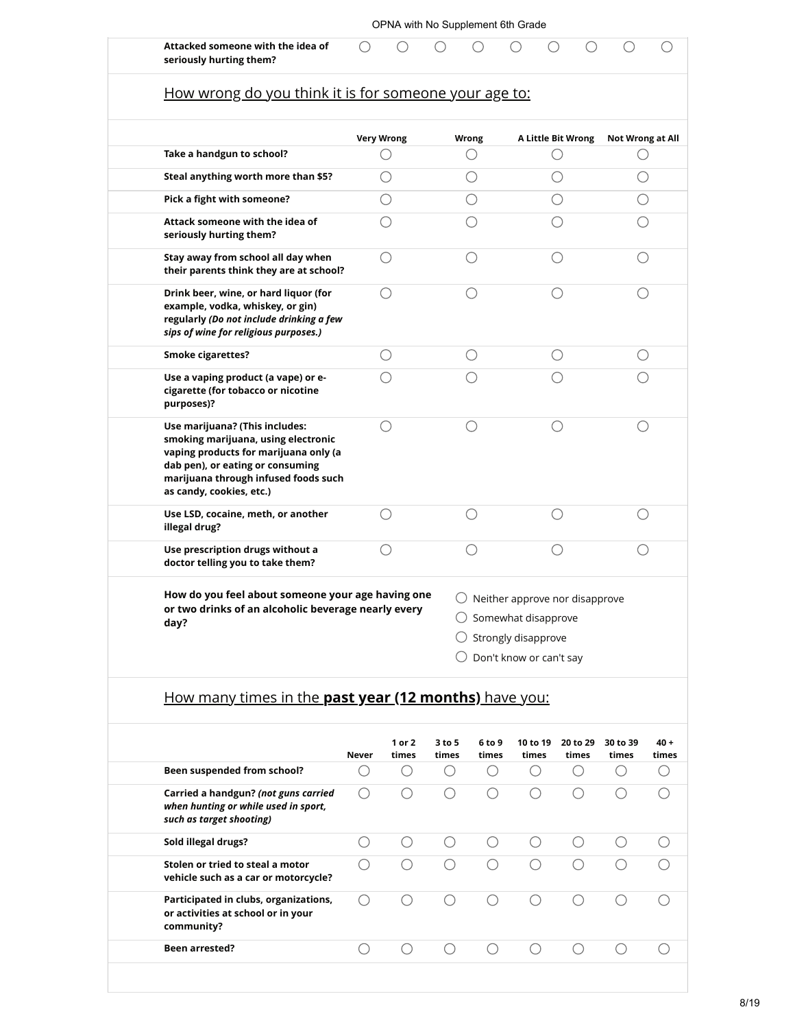| | | | | | | | | | |
|---|---|---|---|---|---|---|---|---|---|
| **Attacked someone with the idea of seriously hurting them?** | ◯ | ◯ | ◯ | ◯ | ◯ | ◯ | ◯ | ◯ | ◯ |

## How wrong do you think it is for someone your age to:

| | Very Wrong | Wrong | A Little Bit Wrong | Not Wrong at All |
|---|---|---|---|---|
| **Take a handgun to school?** | ◯ | ◯ | ◯ | ◯ |
| **Steal anything worth more than $5?** | ◯ | ◯ | ◯ | ◯ |
| **Pick a fight with someone?** | ◯ | ◯ | ◯ | ◯ |
| **Attack someone with the idea of seriously hurting them?** | ◯ | ◯ | ◯ | ◯ |
| **Stay away from school all day when their parents think they are at school?** | ◯ | ◯ | ◯ | ◯ |
| **Drink beer, wine, or hard liquor (for example, vodka, whiskey, or gin) regularly** ***(Do not include drinking a few sips of wine for religious purposes.)*** | ◯ | ◯ | ◯ | ◯ |
| **Smoke cigarettes?** | ◯ | ◯ | ◯ | ◯ |
| **Use a vaping product (a vape) or e-cigarette (for tobacco or nicotine purposes)?** | ◯ | ◯ | ◯ | ◯ |
| **Use marijuana? (This includes: smoking marijuana, using electronic vaping products for marijuana only (a dab pen), or eating or consuming marijuana through infused foods such as candy, cookies, etc.)** | ◯ | ◯ | ◯ | ◯ |
| **Use LSD, cocaine, meth, or another illegal drug?** | ◯ | ◯ | ◯ | ◯ |
| **Use prescription drugs without a doctor telling you to take them?** | ◯ | ◯ | ◯ | ◯ |

**How do you feel about someone your age having one or two drinks of an alcoholic beverage nearly every day?**

- ◯ Neither approve nor disapprove
- ◯ Somewhat disapprove
- ◯ Strongly disapprove
- ◯ Don't know or can't say

## How many times in the **past year (12 months)** have you:

| | Never | 1 or 2 times | 3 to 5 times | 6 to 9 times | 10 to 19 times | 20 to 29 times | 30 to 39 times | 40 + times |
|---|---|---|---|---|---|---|---|---|
| **Been suspended from school?** | ◯ | ◯ | ◯ | ◯ | ◯ | ◯ | ◯ | ◯ |
| **Carried a handgun?** ***(not guns carried when hunting or while used in sport, such as target shooting)*** | ◯ | ◯ | ◯ | ◯ | ◯ | ◯ | ◯ | ◯ |
| **Sold illegal drugs?** | ◯ | ◯ | ◯ | ◯ | ◯ | ◯ | ◯ | ◯ |
| **Stolen or tried to steal a motor vehicle such as a car or motorcycle?** | ◯ | ◯ | ◯ | ◯ | ◯ | ◯ | ◯ | ◯ |
| **Participated in clubs, organizations, or activities at school or in your community?** | ◯ | ◯ | ◯ | ◯ | ◯ | ◯ | ◯ | ◯ |
| **Been arrested?** | ◯ | ◯ | ◯ | ◯ | ◯ | ◯ | ◯ | ◯ |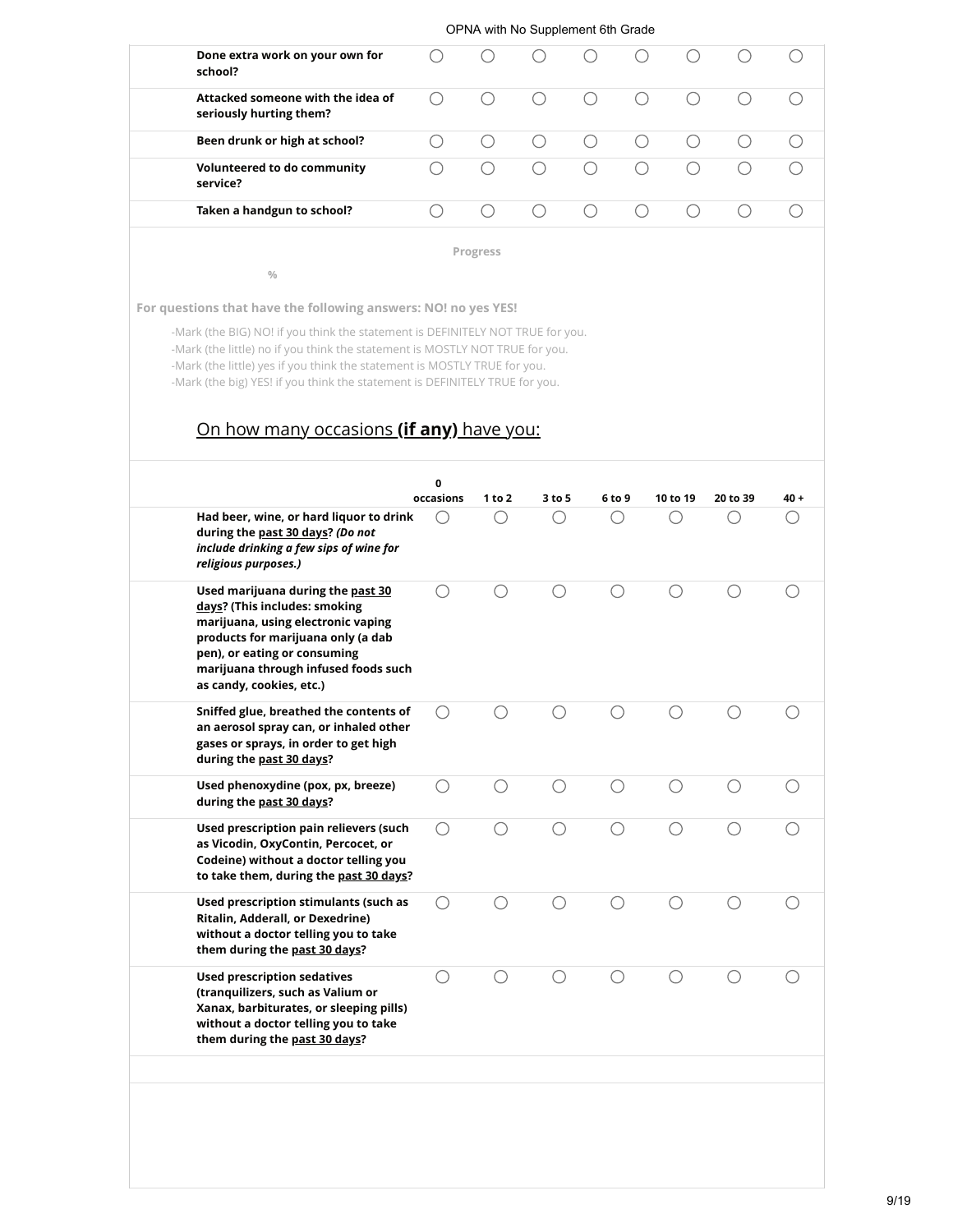| | | | | | | | | |
|---|---|---|---|---|---|---|---|---|
| **Done extra work on your own for school?** | ◯ | ◯ | ◯ | ◯ | ◯ | ◯ | ◯ | ◯ |
| **Attacked someone with the idea of seriously hurting them?** | ◯ | ◯ | ◯ | ◯ | ◯ | ◯ | ◯ | ◯ |
| **Been drunk or high at school?** | ◯ | ◯ | ◯ | ◯ | ◯ | ◯ | ◯ | ◯ |
| **Volunteered to do community service?** | ◯ | ◯ | ◯ | ◯ | ◯ | ◯ | ◯ | ◯ |
| **Taken a handgun to school?** | ◯ | ◯ | ◯ | ◯ | ◯ | ◯ | ◯ | ◯ |

Progress

%

**For questions that have the following answers: NO! no yes YES!**

- -Mark (the BIG) NO! if you think the statement is DEFINITELY NOT TRUE for you.
- -Mark (the little) no if you think the statement is MOSTLY NOT TRUE for you.
- -Mark (the little) yes if you think the statement is MOSTLY TRUE for you.
- -Mark (the big) YES! if you think the statement is DEFINITELY TRUE for you.

## On how many occasions **(if any)** have you:

| | 0 occasions | 1 to 2 | 3 to 5 | 6 to 9 | 10 to 19 | 20 to 39 | 40 + |
|---|---|---|---|---|---|---|---|
| **Had beer, wine, or hard liquor to drink during the past 30 days?** ***(Do not include drinking a few sips of wine for religious purposes.)*** | ◯ | ◯ | ◯ | ◯ | ◯ | ◯ | ◯ |
| **Used marijuana during the past 30 days? (This includes: smoking marijuana, using electronic vaping products for marijuana only (a dab pen), or eating or consuming marijuana through infused foods such as candy, cookies, etc.)** | ◯ | ◯ | ◯ | ◯ | ◯ | ◯ | ◯ |
| **Sniffed glue, breathed the contents of an aerosol spray can, or inhaled other gases or sprays, in order to get high during the past 30 days?** | ◯ | ◯ | ◯ | ◯ | ◯ | ◯ | ◯ |
| **Used phenoxydine (pox, px, breeze) during the past 30 days?** | ◯ | ◯ | ◯ | ◯ | ◯ | ◯ | ◯ |
| **Used prescription pain relievers (such as Vicodin, OxyContin, Percocet, or Codeine) without a doctor telling you to take them, during the past 30 days?** | ◯ | ◯ | ◯ | ◯ | ◯ | ◯ | ◯ |
| **Used prescription stimulants (such as Ritalin, Adderall, or Dexedrine) without a doctor telling you to take them during the past 30 days?** | ◯ | ◯ | ◯ | ◯ | ◯ | ◯ | ◯ |
| **Used prescription sedatives (tranquilizers, such as Valium or Xanax, barbiturates, or sleeping pills) without a doctor telling you to take them during the past 30 days?** | ◯ | ◯ | ◯ | ◯ | ◯ | ◯ | ◯ |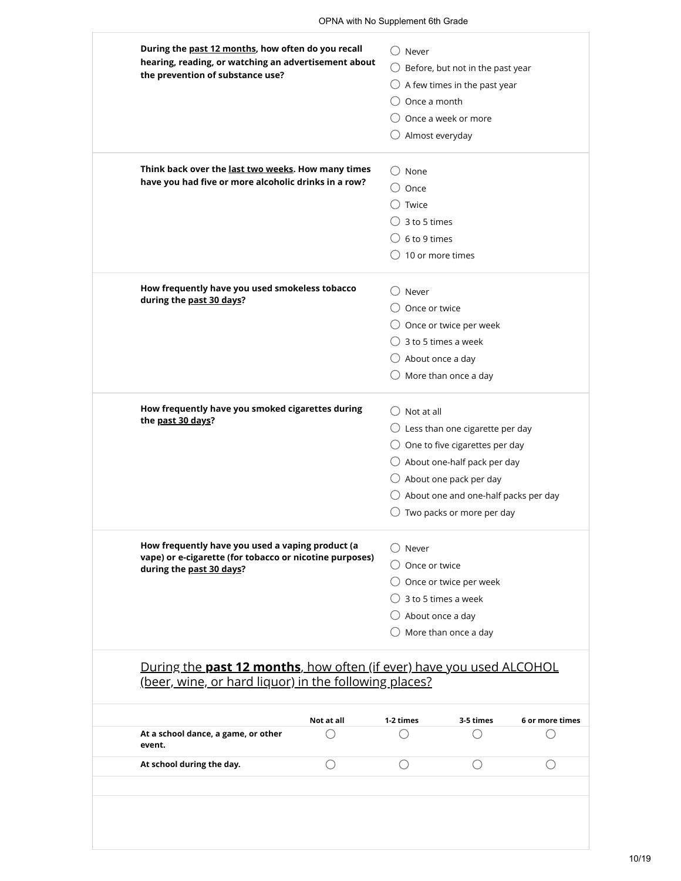**During the past 12 months, how often do you recall hearing, reading, or watching an advertisement about the prevention of substance use?**

- ○ Never
- ○ Before, but not in the past year
- ○ A few times in the past year
- ○ Once a month
- ○ Once a week or more
- ○ Almost everyday

**Think back over the last two weeks. How many times have you had five or more alcoholic drinks in a row?**

- ○ None
- ○ Once
- ○ Twice
- ○ 3 to 5 times
- ○ 6 to 9 times
- ○ 10 or more times

**How frequently have you used smokeless tobacco during the past 30 days?**

- ○ Never
- ○ Once or twice
- ○ Once or twice per week
- ○ 3 to 5 times a week
- ○ About once a day
- ○ More than once a day

**How frequently have you smoked cigarettes during the past 30 days?**

- ○ Not at all
- ○ Less than one cigarette per day
- ○ One to five cigarettes per day
- ○ About one-half pack per day
- ○ About one pack per day
- ○ About one and one-half packs per day
- ○ Two packs or more per day

**How frequently have you used a vaping product (a vape) or e-cigarette (for tobacco or nicotine purposes) during the past 30 days?**

- ○ Never
- ○ Once or twice
- ○ Once or twice per week
- ○ 3 to 5 times a week
- ○ About once a day
- ○ More than once a day

## During the **past 12 months**, how often (if ever) have you used ALCOHOL (beer, wine, or hard liquor) in the following places?

| | Not at all | 1-2 times | 3-5 times | 6 or more times |
|---|---|---|---|---|
| **At a school dance, a game, or other event.** | ○ | ○ | ○ | ○ |
| **At school during the day.** | ○ | ○ | ○ | ○ |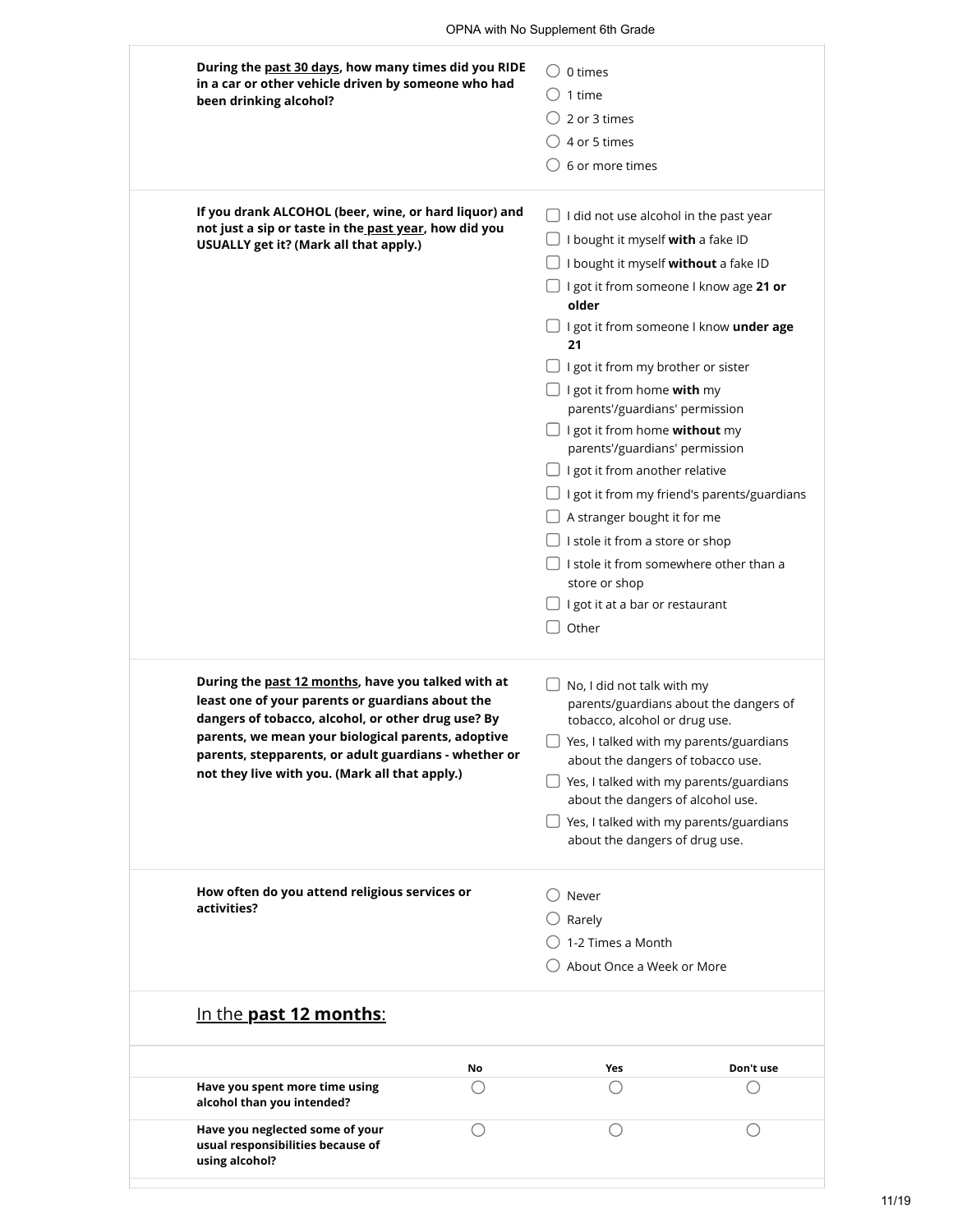**During the past 30 days, how many times did you RIDE in a car or other vehicle driven by someone who had been drinking alcohol?**

- ○ 0 times
- ○ 1 time
- ○ 2 or 3 times
- ○ 4 or 5 times
- ○ 6 or more times

**If you drank ALCOHOL (beer, wine, or hard liquor) and not just a sip or taste in the past year, how did you USUALLY get it? (Mark all that apply.)**

- ☐ I did not use alcohol in the past year
- ☐ I bought it myself **with** a fake ID
- ☐ I bought it myself **without** a fake ID
- ☐ I got it from someone I know age **21 or older**
- ☐ I got it from someone I know **under age 21**
- ☐ I got it from my brother or sister
- ☐ I got it from home **with** my parents'/guardians' permission
- ☐ I got it from home **without** my parents'/guardians' permission
- ☐ I got it from another relative
- ☐ I got it from my friend's parents/guardians
- ☐ A stranger bought it for me
- ☐ I stole it from a store or shop
- ☐ I stole it from somewhere other than a store or shop
- ☐ I got it at a bar or restaurant
- ☐ Other

**During the past 12 months, have you talked with at least one of your parents or guardians about the dangers of tobacco, alcohol, or other drug use? By parents, we mean your biological parents, adoptive parents, stepparents, or adult guardians - whether or not they live with you. (Mark all that apply.)**

- ☐ No, I did not talk with my parents/guardians about the dangers of tobacco, alcohol or drug use.
- ☐ Yes, I talked with my parents/guardians about the dangers of tobacco use.
- ☐ Yes, I talked with my parents/guardians about the dangers of alcohol use.
- ☐ Yes, I talked with my parents/guardians about the dangers of drug use.

**How often do you attend religious services or activities?**

- ○ Never
- ○ Rarely
- ○ 1-2 Times a Month
- ○ About Once a Week or More

## In the **past 12 months**:

| | No | Yes | Don't use |
|---|---|---|---|
| **Have you spent more time using alcohol than you intended?** | ○ | ○ | ○ |
| **Have you neglected some of your usual responsibilities because of using alcohol?** | ○ | ○ | ○ |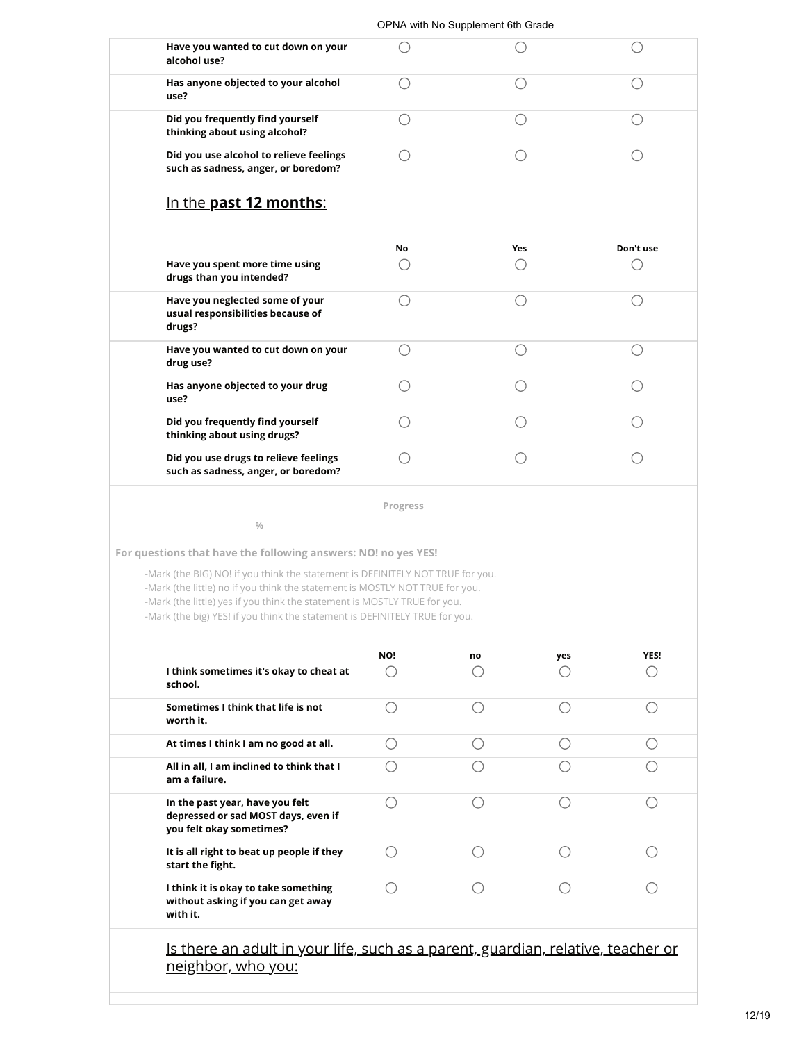| | | | |
|---|---|---|---|
| **Have you wanted to cut down on your alcohol use?** | ◯ | ◯ | ◯ |
| **Has anyone objected to your alcohol use?** | ◯ | ◯ | ◯ |
| **Did you frequently find yourself thinking about using alcohol?** | ◯ | ◯ | ◯ |
| **Did you use alcohol to relieve feelings such as sadness, anger, or boredom?** | ◯ | ◯ | ◯ |

## In the **past 12 months**:

| | No | Yes | Don't use |
|---|---|---|---|
| **Have you spent more time using drugs than you intended?** | ◯ | ◯ | ◯ |
| **Have you neglected some of your usual responsibilities because of drugs?** | ◯ | ◯ | ◯ |
| **Have you wanted to cut down on your drug use?** | ◯ | ◯ | ◯ |
| **Has anyone objected to your drug use?** | ◯ | ◯ | ◯ |
| **Did you frequently find yourself thinking about using drugs?** | ◯ | ◯ | ◯ |
| **Did you use drugs to relieve feelings such as sadness, anger, or boredom?** | ◯ | ◯ | ◯ |

Progress

%

**For questions that have the following answers: NO! no yes YES!**

-Mark (the BIG) NO! if you think the statement is DEFINITELY NOT TRUE for you.
-Mark (the little) no if you think the statement is MOSTLY NOT TRUE for you.
-Mark (the little) yes if you think the statement is MOSTLY TRUE for you.
-Mark (the big) YES! if you think the statement is DEFINITELY TRUE for you.

| | NO! | no | yes | YES! |
|---|---|---|---|---|
| **I think sometimes it's okay to cheat at school.** | ◯ | ◯ | ◯ | ◯ |
| **Sometimes I think that life is not worth it.** | ◯ | ◯ | ◯ | ◯ |
| **At times I think I am no good at all.** | ◯ | ◯ | ◯ | ◯ |
| **All in all, I am inclined to think that I am a failure.** | ◯ | ◯ | ◯ | ◯ |
| **In the past year, have you felt depressed or sad MOST days, even if you felt okay sometimes?** | ◯ | ◯ | ◯ | ◯ |
| **It is all right to beat up people if they start the fight.** | ◯ | ◯ | ◯ | ◯ |
| **I think it is okay to take something without asking if you can get away with it.** | ◯ | ◯ | ◯ | ◯ |

## Is there an adult in your life, such as a parent, guardian, relative, teacher or neighbor, who you: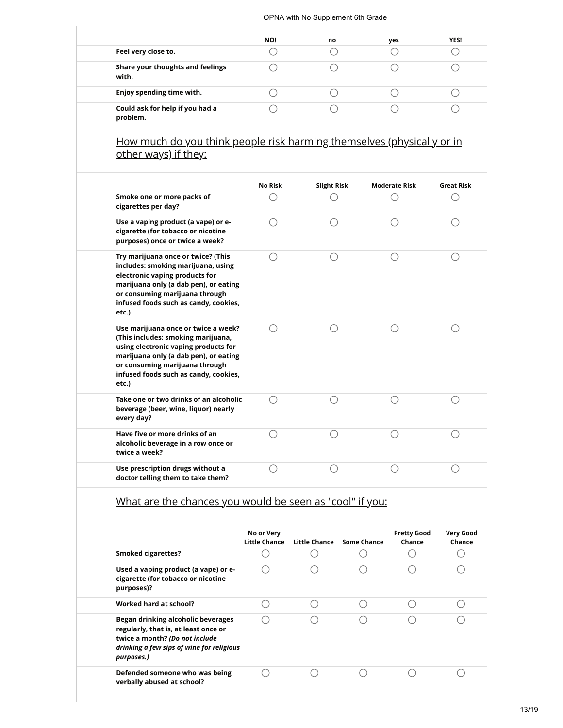| | NO! | no | yes | YES! |
|---|---|---|---|---|
| **Feel very close to.** | ○ | ○ | ○ | ○ |
| **Share your thoughts and feelings with.** | ○ | ○ | ○ | ○ |
| **Enjoy spending time with.** | ○ | ○ | ○ | ○ |
| **Could ask for help if you had a problem.** | ○ | ○ | ○ | ○ |

## How much do you think people risk harming themselves (physically or in other ways) if they:

| | No Risk | Slight Risk | Moderate Risk | Great Risk |
|---|---|---|---|---|
| **Smoke one or more packs of cigarettes per day?** | ○ | ○ | ○ | ○ |
| **Use a vaping product (a vape) or e-cigarette (for tobacco or nicotine purposes) once or twice a week?** | ○ | ○ | ○ | ○ |
| **Try marijuana once or twice? (This includes: smoking marijuana, using electronic vaping products for marijuana only (a dab pen), or eating or consuming marijuana through infused foods such as candy, cookies, etc.)** | ○ | ○ | ○ | ○ |
| **Use marijuana once or twice a week? (This includes: smoking marijuana, using electronic vaping products for marijuana only (a dab pen), or eating or consuming marijuana through infused foods such as candy, cookies, etc.)** | ○ | ○ | ○ | ○ |
| **Take one or two drinks of an alcoholic beverage (beer, wine, liquor) nearly every day?** | ○ | ○ | ○ | ○ |
| **Have five or more drinks of an alcoholic beverage in a row once or twice a week?** | ○ | ○ | ○ | ○ |
| **Use prescription drugs without a doctor telling them to take them?** | ○ | ○ | ○ | ○ |

## What are the chances you would be seen as "cool" if you:

| | No or Very Little Chance | Little Chance | Some Chance | Pretty Good Chance | Very Good Chance |
|---|---|---|---|---|---|
| **Smoked cigarettes?** | ○ | ○ | ○ | ○ | ○ |
| **Used a vaping product (a vape) or e-cigarette (for tobacco or nicotine purposes)?** | ○ | ○ | ○ | ○ | ○ |
| **Worked hard at school?** | ○ | ○ | ○ | ○ | ○ |
| **Began drinking alcoholic beverages regularly, that is, at least once or twice a month? *(Do not include drinking a few sips of wine for religious purposes.)*** | ○ | ○ | ○ | ○ | ○ |
| **Defended someone who was being verbally abused at school?** | ○ | ○ | ○ | ○ | ○ |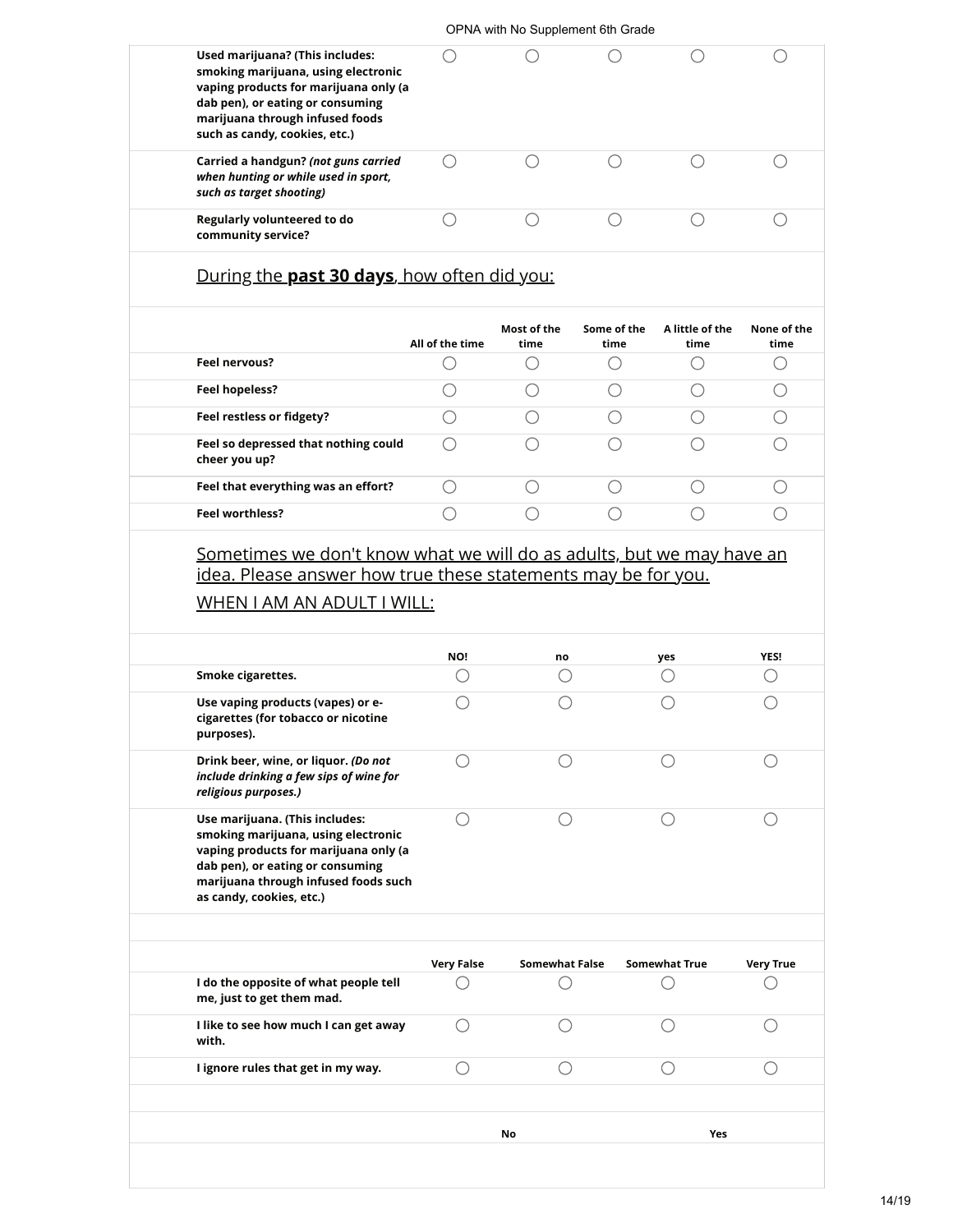| | | | | | |
|---|---|---|---|---|---|
| **Used marijuana? (This includes: smoking marijuana, using electronic vaping products for marijuana only (a dab pen), or eating or consuming marijuana through infused foods such as candy, cookies, etc.)** | ◯ | ◯ | ◯ | ◯ | ◯ |
| **Carried a handgun?** ***(not guns carried when hunting or while used in sport, such as target shooting)*** | ◯ | ◯ | ◯ | ◯ | ◯ |
| **Regularly volunteered to do community service?** | ◯ | ◯ | ◯ | ◯ | ◯ |

During the **past 30 days**, how often did you:

| | All of the time | Most of the time | Some of the time | A little of the time | None of the time |
|---|---|---|---|---|---|
| **Feel nervous?** | ◯ | ◯ | ◯ | ◯ | ◯ |
| **Feel hopeless?** | ◯ | ◯ | ◯ | ◯ | ◯ |
| **Feel restless or fidgety?** | ◯ | ◯ | ◯ | ◯ | ◯ |
| **Feel so depressed that nothing could cheer you up?** | ◯ | ◯ | ◯ | ◯ | ◯ |
| **Feel that everything was an effort?** | ◯ | ◯ | ◯ | ◯ | ◯ |
| **Feel worthless?** | ◯ | ◯ | ◯ | ◯ | ◯ |

Sometimes we don't know what we will do as adults, but we may have an idea. Please answer how true these statements may be for you.

WHEN I AM AN ADULT I WILL:

| | NO! | no | yes | YES! |
|---|---|---|---|---|
| **Smoke cigarettes.** | ◯ | ◯ | ◯ | ◯ |
| **Use vaping products (vapes) or e-cigarettes (for tobacco or nicotine purposes).** | ◯ | ◯ | ◯ | ◯ |
| **Drink beer, wine, or liquor.** ***(Do not include drinking a few sips of wine for religious purposes.)*** | ◯ | ◯ | ◯ | ◯ |
| **Use marijuana. (This includes: smoking marijuana, using electronic vaping products for marijuana only (a dab pen), or eating or consuming marijuana through infused foods such as candy, cookies, etc.)** | ◯ | ◯ | ◯ | ◯ |

| | Very False | Somewhat False | Somewhat True | Very True |
|---|---|---|---|---|
| **I do the opposite of what people tell me, just to get them mad.** | ◯ | ◯ | ◯ | ◯ |
| **I like to see how much I can get away with.** | ◯ | ◯ | ◯ | ◯ |
| **I ignore rules that get in my way.** | ◯ | ◯ | ◯ | ◯ |

| | No | Yes |
|---|---|---|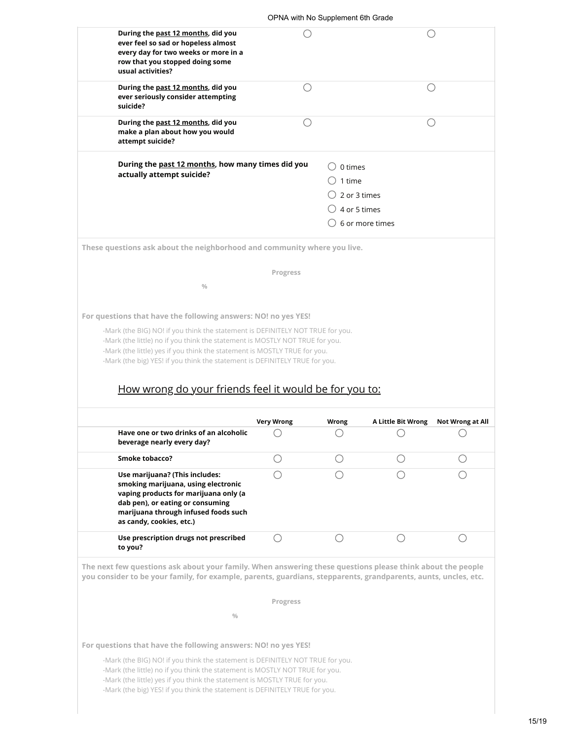| | | |
|---|---|---|
| **During the past 12 months, did you ever feel so sad or hopeless almost every day for two weeks or more in a row that you stopped doing some usual activities?** | ◯ | ◯ |
| **During the past 12 months, did you ever seriously consider attempting suicide?** | ◯ | ◯ |
| **During the past 12 months, did you make a plan about how you would attempt suicide?** | ◯ | ◯ |

**During the past 12 months, how many times did you actually attempt suicide?**

- ◯ 0 times
- ◯ 1 time
- ◯ 2 or 3 times
- ◯ 4 or 5 times
- ◯ 6 or more times

**These questions ask about the neighborhood and community where you live.**

**Progress**

%

**For questions that have the following answers: NO! no yes YES!**

- -Mark (the BIG) NO! if you think the statement is DEFINITELY NOT TRUE for you.
- -Mark (the little) no if you think the statement is MOSTLY NOT TRUE for you.
- -Mark (the little) yes if you think the statement is MOSTLY TRUE for you.
- -Mark (the big) YES! if you think the statement is DEFINITELY TRUE for you.

## How wrong do your friends feel it would be for you to:

| | Very Wrong | Wrong | A Little Bit Wrong | Not Wrong at All |
|---|---|---|---|---|
| **Have one or two drinks of an alcoholic beverage nearly every day?** | ◯ | ◯ | ◯ | ◯ |
| **Smoke tobacco?** | ◯ | ◯ | ◯ | ◯ |
| **Use marijuana? (This includes: smoking marijuana, using electronic vaping products for marijuana only (a dab pen), or eating or consuming marijuana through infused foods such as candy, cookies, etc.)** | ◯ | ◯ | ◯ | ◯ |
| **Use prescription drugs not prescribed to you?** | ◯ | ◯ | ◯ | ◯ |

**The next few questions ask about your family. When answering these questions please think about the people you consider to be your family, for example, parents, guardians, stepparents, grandparents, aunts, uncles, etc.**

**Progress**

%

**For questions that have the following answers: NO! no yes YES!**

- -Mark (the BIG) NO! if you think the statement is DEFINITELY NOT TRUE for you.
- -Mark (the little) no if you think the statement is MOSTLY NOT TRUE for you.
- -Mark (the little) yes if you think the statement is MOSTLY TRUE for you.
- -Mark (the big) YES! if you think the statement is DEFINITELY TRUE for you.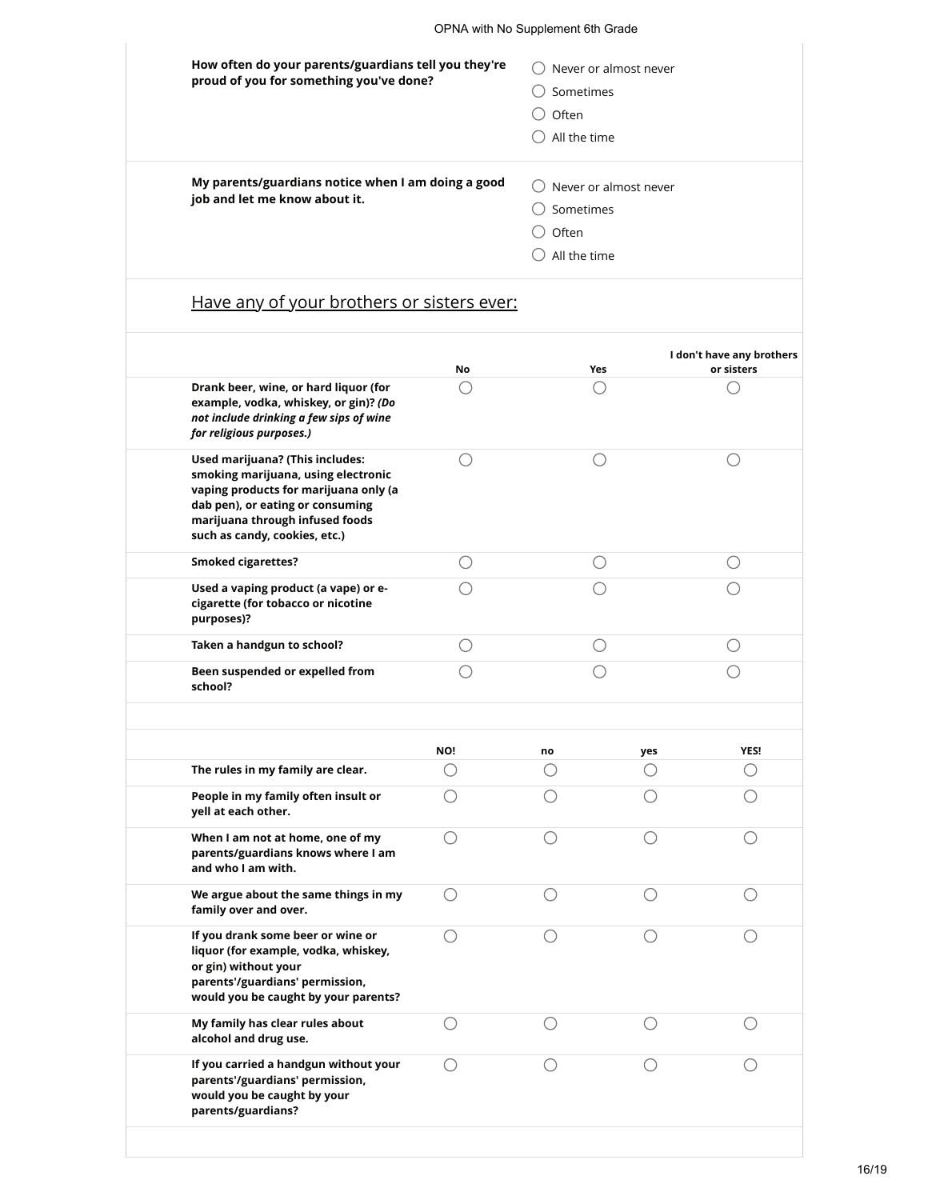**How often do your parents/guardians tell you they're proud of you for something you've done?**

- ◯ Never or almost never
- ◯ Sometimes
- ◯ Often
- ◯ All the time

**My parents/guardians notice when I am doing a good job and let me know about it.**

- ◯ Never or almost never
- ◯ Sometimes
- ◯ Often
- ◯ All the time

<u>Have any of your brothers or sisters ever:</u>

| | No | Yes | I don't have any brothers or sisters |
|---|---|---|---|
| **Drank beer, wine, or hard liquor (for example, vodka, whiskey, or gin)?** ***(Do not include drinking a few sips of wine for religious purposes.)*** | ◯ | ◯ | ◯ |
| **Used marijuana? (This includes: smoking marijuana, using electronic vaping products for marijuana only (a dab pen), or eating or consuming marijuana through infused foods such as candy, cookies, etc.)** | ◯ | ◯ | ◯ |
| **Smoked cigarettes?** | ◯ | ◯ | ◯ |
| **Used a vaping product (a vape) or e-cigarette (for tobacco or nicotine purposes)?** | ◯ | ◯ | ◯ |
| **Taken a handgun to school?** | ◯ | ◯ | ◯ |
| **Been suspended or expelled from school?** | ◯ | ◯ | ◯ |

| | NO! | no | yes | YES! |
|---|---|---|---|---|
| **The rules in my family are clear.** | ◯ | ◯ | ◯ | ◯ |
| **People in my family often insult or yell at each other.** | ◯ | ◯ | ◯ | ◯ |
| **When I am not at home, one of my parents/guardians knows where I am and who I am with.** | ◯ | ◯ | ◯ | ◯ |
| **We argue about the same things in my family over and over.** | ◯ | ◯ | ◯ | ◯ |
| **If you drank some beer or wine or liquor (for example, vodka, whiskey, or gin) without your parents'/guardians' permission, would you be caught by your parents?** | ◯ | ◯ | ◯ | ◯ |
| **My family has clear rules about alcohol and drug use.** | ◯ | ◯ | ◯ | ◯ |
| **If you carried a handgun without your parents'/guardians' permission, would you be caught by your parents/guardians?** | ◯ | ◯ | ◯ | ◯ |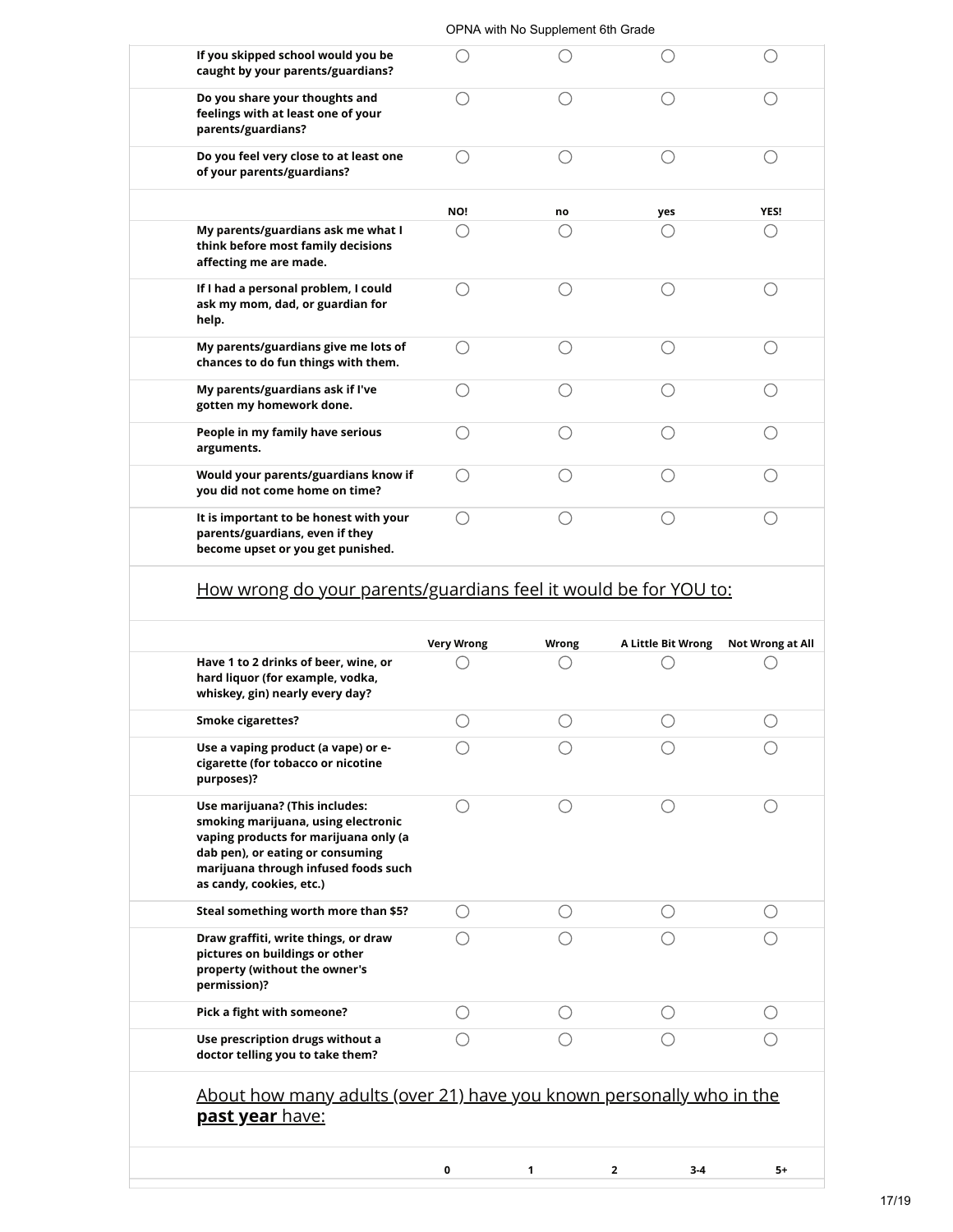| | | | | |
|---|---|---|---|---|
| If you skipped school would you be caught by your parents/guardians? | ◯ | ◯ | ◯ | ◯ |
| Do you share your thoughts and feelings with at least one of your parents/guardians? | ◯ | ◯ | ◯ | ◯ |
| Do you feel very close to at least one of your parents/guardians? | ◯ | ◯ | ◯ | ◯ |

| | NO! | no | yes | YES! |
|---|---|---|---|---|
| My parents/guardians ask me what I think before most family decisions affecting me are made. | ◯ | ◯ | ◯ | ◯ |
| If I had a personal problem, I could ask my mom, dad, or guardian for help. | ◯ | ◯ | ◯ | ◯ |
| My parents/guardians give me lots of chances to do fun things with them. | ◯ | ◯ | ◯ | ◯ |
| My parents/guardians ask if I've gotten my homework done. | ◯ | ◯ | ◯ | ◯ |
| People in my family have serious arguments. | ◯ | ◯ | ◯ | ◯ |
| Would your parents/guardians know if you did not come home on time? | ◯ | ◯ | ◯ | ◯ |
| It is important to be honest with your parents/guardians, even if they become upset or you get punished. | ◯ | ◯ | ◯ | ◯ |

## How wrong do your parents/guardians feel it would be for YOU to:

| | Very Wrong | Wrong | A Little Bit Wrong | Not Wrong at All |
|---|---|---|---|---|
| Have 1 to 2 drinks of beer, wine, or hard liquor (for example, vodka, whiskey, gin) nearly every day? | ◯ | ◯ | ◯ | ◯ |
| Smoke cigarettes? | ◯ | ◯ | ◯ | ◯ |
| Use a vaping product (a vape) or e-cigarette (for tobacco or nicotine purposes)? | ◯ | ◯ | ◯ | ◯ |
| Use marijuana? (This includes: smoking marijuana, using electronic vaping products for marijuana only (a dab pen), or eating or consuming marijuana through infused foods such as candy, cookies, etc.) | ◯ | ◯ | ◯ | ◯ |
| Steal something worth more than $5? | ◯ | ◯ | ◯ | ◯ |
| Draw graffiti, write things, or draw pictures on buildings or other property (without the owner's permission)? | ◯ | ◯ | ◯ | ◯ |
| Pick a fight with someone? | ◯ | ◯ | ◯ | ◯ |
| Use prescription drugs without a doctor telling you to take them? | ◯ | ◯ | ◯ | ◯ |

## About how many adults (over 21) have you known personally who in the **past year** have:

| | 0 | 1 | 2 | 3-4 | 5+ |
|---|---|---|---|---|---|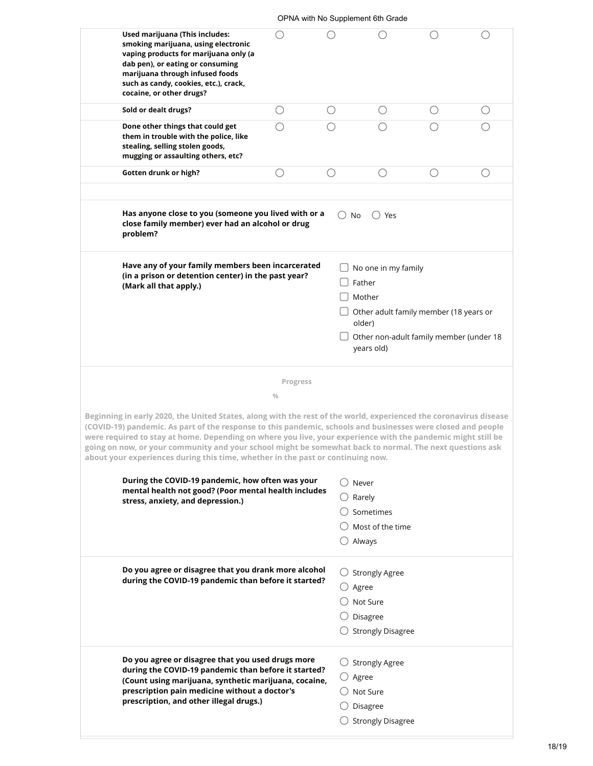| | | | | | |
|---|---|---|---|---|---|
| **Used marijuana (This includes: smoking marijuana, using electronic vaping products for marijuana only (a dab pen), or eating or consuming marijuana through infused foods such as candy, cookies, etc.), crack, cocaine, or other drugs?** | ○ | ○ | ○ | ○ | ○ |
| **Sold or dealt drugs?** | ○ | ○ | ○ | ○ | ○ |
| **Done other things that could get them in trouble with the police, like stealing, selling stolen goods, mugging or assaulting others, etc?** | ○ | ○ | ○ | ○ | ○ |
| **Gotten drunk or high?** | ○ | ○ | ○ | ○ | ○ |

**Has anyone close to you (someone you lived with or a close family member) ever had an alcohol or drug problem?**

- ○ No
- ○ Yes

**Have any of your family members been incarcerated (in a prison or detention center) in the past year? (Mark all that apply.)**

- ☐ No one in my family
- ☐ Father
- ☐ Mother
- ☐ Other adult family member (18 years or older)
- ☐ Other non-adult family member (under 18 years old)

Progress

%

**Beginning in early 2020, the United States, along with the rest of the world, experienced the coronavirus disease (COVID-19) pandemic. As part of the response to this pandemic, schools and businesses were closed and people were required to stay at home. Depending on where you live, your experience with the pandemic might still be going on now, or your community and your school might be somewhat back to normal. The next questions ask about your experiences during this time, whether in the past or continuing now.**

**During the COVID-19 pandemic, how often was your mental health not good? (Poor mental health includes stress, anxiety, and depression.)**

- ○ Never
- ○ Rarely
- ○ Sometimes
- ○ Most of the time
- ○ Always

**Do you agree or disagree that you drank more alcohol during the COVID-19 pandemic than before it started?**

- ○ Strongly Agree
- ○ Agree
- ○ Not Sure
- ○ Disagree
- ○ Strongly Disagree

**Do you agree or disagree that you used drugs more during the COVID-19 pandemic than before it started? (Count using marijuana, synthetic marijuana, cocaine, prescription pain medicine without a doctor's prescription, and other illegal drugs.)**

- ○ Strongly Agree
- ○ Agree
- ○ Not Sure
- ○ Disagree
- ○ Strongly Disagree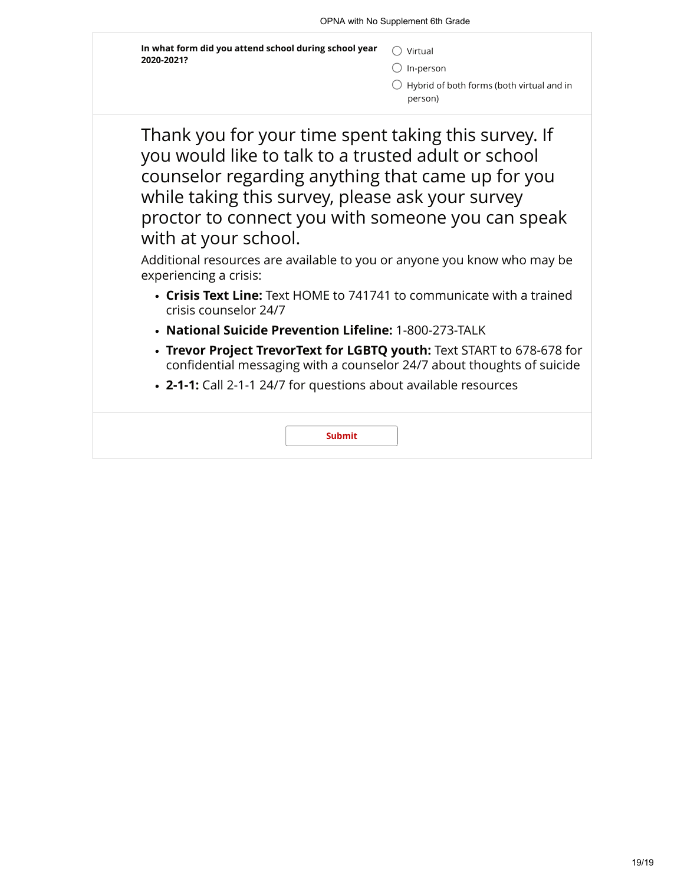**In what form did you attend school during school year 2020-2021?**

- ◯ Virtual
- ◯ In-person
- ◯ Hybrid of both forms (both virtual and in person)

## Thank you for your time spent taking this survey. If you would like to talk to a trusted adult or school counselor regarding anything that came up for you while taking this survey, please ask your survey proctor to connect you with someone you can speak with at your school.

Additional resources are available to you or anyone you know who may be experiencing a crisis:

- **Crisis Text Line:** Text HOME to 741741 to communicate with a trained crisis counselor 24/7
- **National Suicide Prevention Lifeline:** 1-800-273-TALK
- **Trevor Project TrevorText for LGBTQ youth:** Text START to 678-678 for confidential messaging with a counselor 24/7 about thoughts of suicide
- **2-1-1:** Call 2-1-1 24/7 for questions about available resources

**Submit**